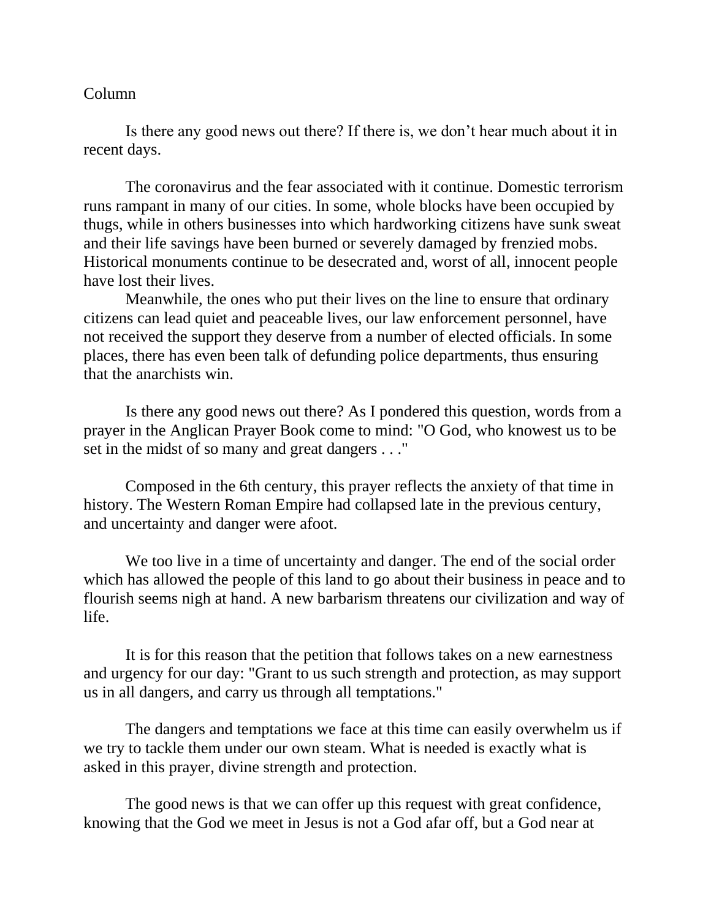Column

Is there any good news out there? If there is, we don't hear much about it in recent days.

The coronavirus and the fear associated with it continue. Domestic terrorism runs rampant in many of our cities. In some, whole blocks have been occupied by thugs, while in others businesses into which hardworking citizens have sunk sweat and their life savings have been burned or severely damaged by frenzied mobs. Historical monuments continue to be desecrated and, worst of all, innocent people have lost their lives.

Meanwhile, the ones who put their lives on the line to ensure that ordinary citizens can lead quiet and peaceable lives, our law enforcement personnel, have not received the support they deserve from a number of elected officials. In some places, there has even been talk of defunding police departments, thus ensuring that the anarchists win.

Is there any good news out there? As I pondered this question, words from a prayer in the Anglican Prayer Book come to mind: "O God, who knowest us to be set in the midst of so many and great dangers . . ."

Composed in the 6th century, this prayer reflects the anxiety of that time in history. The Western Roman Empire had collapsed late in the previous century, and uncertainty and danger were afoot.

We too live in a time of uncertainty and danger. The end of the social order which has allowed the people of this land to go about their business in peace and to flourish seems nigh at hand. A new barbarism threatens our civilization and way of life.

It is for this reason that the petition that follows takes on a new earnestness and urgency for our day: "Grant to us such strength and protection, as may support us in all dangers, and carry us through all temptations."

The dangers and temptations we face at this time can easily overwhelm us if we try to tackle them under our own steam. What is needed is exactly what is asked in this prayer, divine strength and protection.

The good news is that we can offer up this request with great confidence, knowing that the God we meet in Jesus is not a God afar off, but a God near at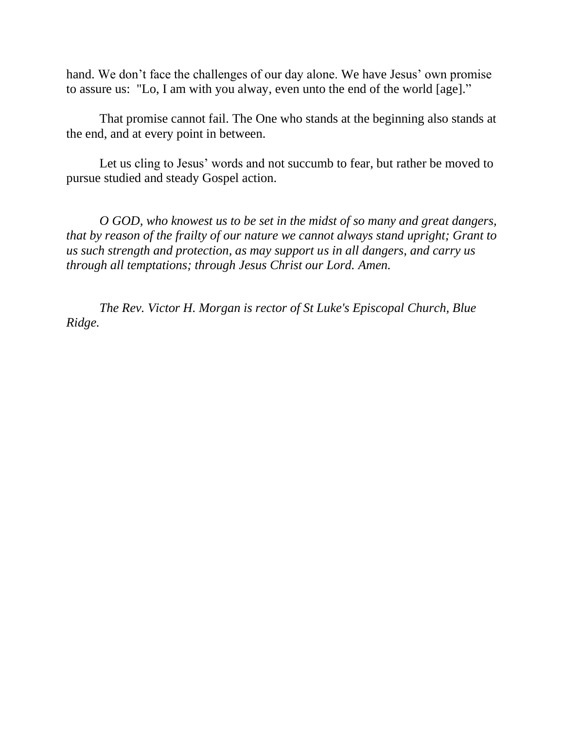hand. We don’t face the challenges of our day alone. We have Jesus’ own promise to assure us: "Lo, I am with you alway, even unto the end of the world [age]."

That promise cannot fail. The One who stands at the beginning also stands at the end, and at every point in between.

Let us cling to Jesus’ words and not succumb to fear, but rather be moved to pursue studied and steady Gospel action.

*O GOD, who knowest us to be set in the midst of so many and great dangers, that by reason of the frailty of our nature we cannot always stand upright; Grant to us such strength and protection, as may support us in all dangers, and carry us through all temptations; through Jesus Christ our Lord. Amen.*

*The Rev. Victor H. Morgan is rector of St Luke's Episcopal Church, Blue Ridge.*